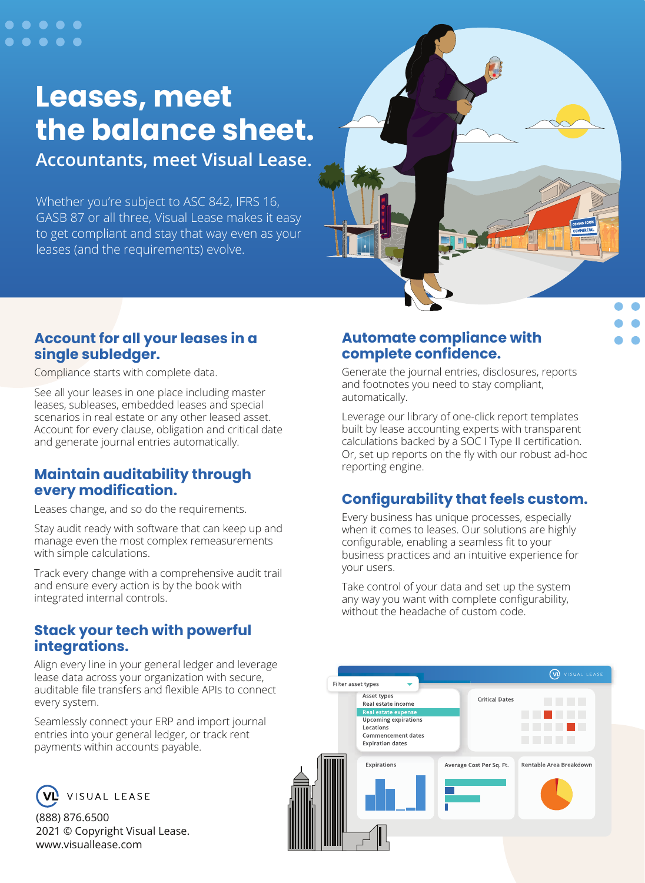# Leases, meet the balance sheet.

## Accountants, meet Visual Lease.

Whether you're subject to ASC 842, IFRS 16, GASB 87 or all three, Visual Lease makes it easy to get compliant and stay that way even as your leases (and the requirements) evolve.

## Account for all your leases in a single subledger.

Compliance starts with complete data.

See all your leases in one place including master leases, subleases, embedded leases and special scenarios in real estate or any other leased asset. Account for every clause, obligation and critical date and generate journal entries automatically.

## Maintain auditability through every modification.

Leases change, and so do the requirements.

Stay audit ready with software that can keep up and manage even the most complex remeasurements with simple calculations.

Track every change with a comprehensive audit trail and ensure every action is by the book with integrated internal controls.

## Stack your tech with powerful integrations.

Align every line in your general ledger and leverage lease data across your organization with secure, auditable file transfers and flexible APIs to connect every system.

Seamlessly connect your ERP and import journal entries into your general ledger, or track rent payments within accounts payable.

## Automate compliance with complete confidence.

Generate the journal entries, disclosures, reports and footnotes you need to stay compliant, automatically.

Leverage our library of one-click report templates built by lease accounting experts with transparent calculations backed by a SOC I Type II certification. Or, set up reports on the fly with our robust ad-hoc reporting engine.

## Configurability that feels custom.

Every business has unique processes, especially when it comes to leases. Our solutions are highly configurable, enabling a seamless fit to your business practices and an intuitive experience for your users.

Take control of your data and set up the system any way you want with complete configurability, without the headache of custom code.

VISUAL LEASE

(888) 876.6500
2021 © Copyright Visual Lease.
www.visuallease.com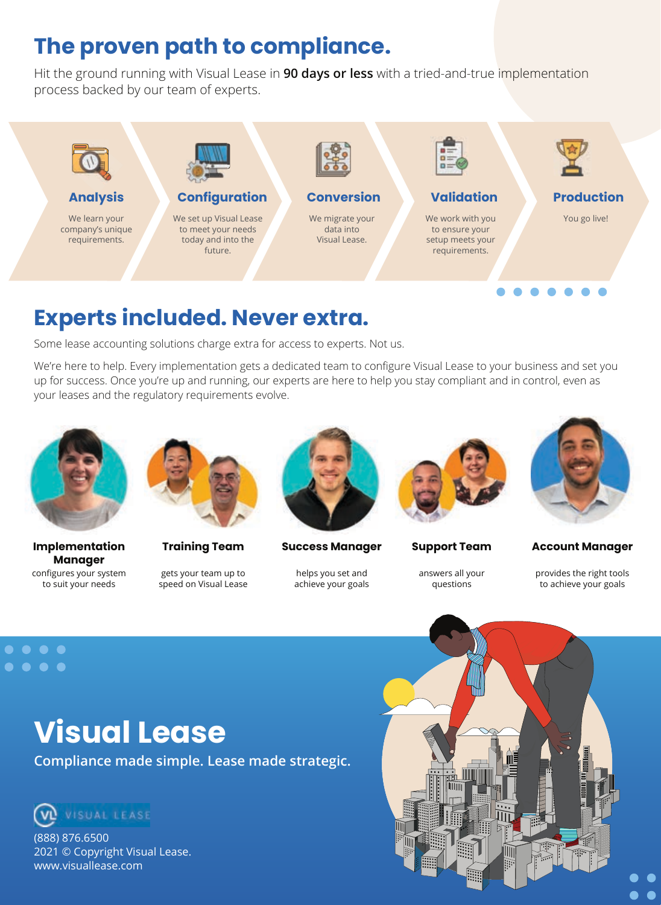# The proven path to compliance.

Hit the ground running with Visual Lease in **90 days or less** with a tried-and-true implementation process backed by our team of experts.

### Analysis
We learn your company's unique requirements.

### Configuration
We set up Visual Lease to meet your needs today and into the future.

### Conversion
We migrate your data into Visual Lease.

### Validation
We work with you to ensure your setup meets your requirements.

### Production
You go live!

# Experts included. Never extra.

Some lease accounting solutions charge extra for access to experts. Not us.

We're here to help. Every implementation gets a dedicated team to configure Visual Lease to your business and set you up for success. Once you're up and running, our experts are here to help you stay compliant and in control, even as your leases and the regulatory requirements evolve.

**Implementation Manager**
configures your system to suit your needs

**Training Team**
gets your team up to speed on Visual Lease

**Success Manager**
helps you set and achieve your goals

**Support Team**
answers all your questions

**Account Manager**
provides the right tools to achieve your goals

# Visual Lease

**Compliance made simple. Lease made strategic.**

VISUAL LEASE

(888) 876.6500
2021 © Copyright Visual Lease.
www.visuallease.com